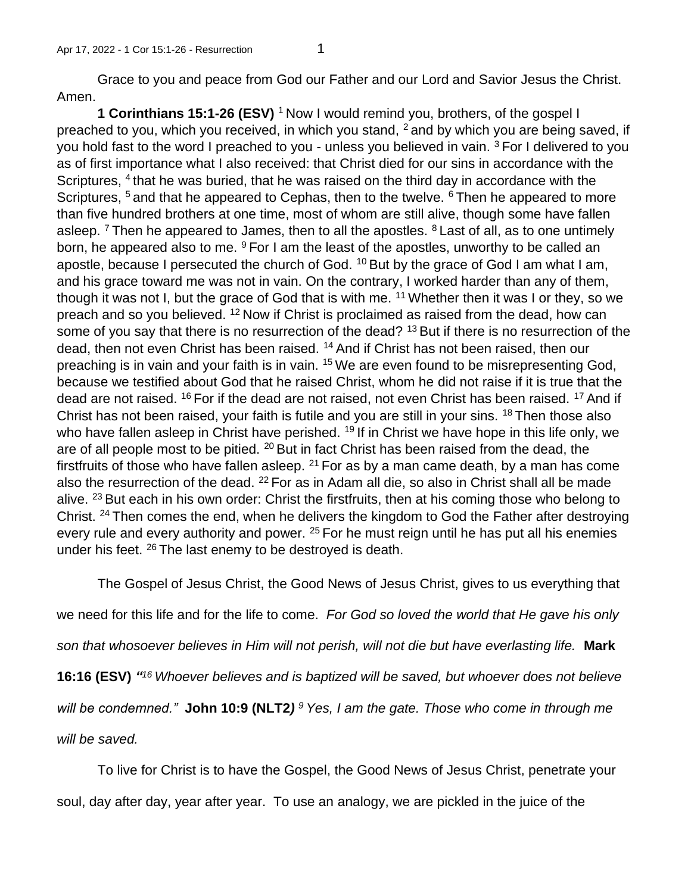Grace to you and peace from God our Father and our Lord and Savior Jesus the Christ. Amen.

**1 Corinthians 15:1-26 (ESV)** [1] Now I would remind you, brothers, of the gospel I preached to you, which you received, in which you stand, [2] and by which you are being saved, if you hold fast to the word I preached to you - unless you believed in vain. [3] For I delivered to you as of first importance what I also received: that Christ died for our sins in accordance with the Scriptures, [4] that he was buried, that he was raised on the third day in accordance with the Scriptures, [5] and that he appeared to Cephas, then to the twelve. [6] Then he appeared to more than five hundred brothers at one time, most of whom are still alive, though some have fallen asleep. [7] Then he appeared to James, then to all the apostles. [8] Last of all, as to one untimely born, he appeared also to me. [9] For I am the least of the apostles, unworthy to be called an apostle, because I persecuted the church of God. [10] But by the grace of God I am what I am, and his grace toward me was not in vain. On the contrary, I worked harder than any of them, though it was not I, but the grace of God that is with me. [11] Whether then it was I or they, so we preach and so you believed. [12] Now if Christ is proclaimed as raised from the dead, how can some of you say that there is no resurrection of the dead? [13] But if there is no resurrection of the dead, then not even Christ has been raised. [14] And if Christ has not been raised, then our preaching is in vain and your faith is in vain. [15] We are even found to be misrepresenting God, because we testified about God that he raised Christ, whom he did not raise if it is true that the dead are not raised. [16] For if the dead are not raised, not even Christ has been raised. [17] And if Christ has not been raised, your faith is futile and you are still in your sins. [18] Then those also who have fallen asleep in Christ have perished. [19] If in Christ we have hope in this life only, we are of all people most to be pitied. [20] But in fact Christ has been raised from the dead, the firstfruits of those who have fallen asleep. [21] For as by a man came death, by a man has come also the resurrection of the dead. [22] For as in Adam all die, so also in Christ shall all be made alive. [23] But each in his own order: Christ the firstfruits, then at his coming those who belong to Christ. [24] Then comes the end, when he delivers the kingdom to God the Father after destroying every rule and every authority and power. [25] For he must reign until he has put all his enemies under his feet. [26] The last enemy to be destroyed is death.

The Gospel of Jesus Christ, the Good News of Jesus Christ, gives to us everything that we need for this life and for the life to come. *For God so loved the world that He gave his only son that whosoever believes in Him will not perish, will not die but have everlasting life.* **Mark 16:16 (ESV)** *"[16] Whoever believes and is baptized will be saved, but whoever does not believe will be condemned."* **John 10:9 (NLT2)** *[9] Yes, I am the gate. Those who come in through me will be saved.*

To live for Christ is to have the Gospel, the Good News of Jesus Christ, penetrate your soul, day after day, year after year. To use an analogy, we are pickled in the juice of the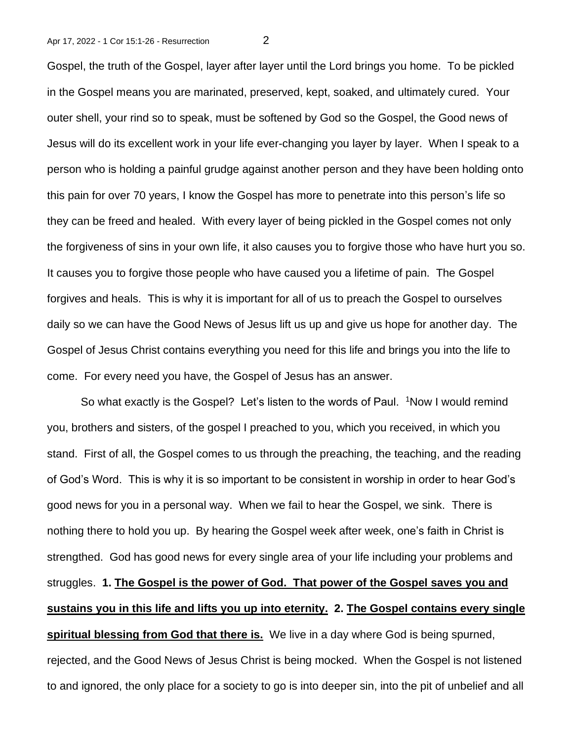Gospel, the truth of the Gospel, layer after layer until the Lord brings you home. To be pickled in the Gospel means you are marinated, preserved, kept, soaked, and ultimately cured. Your outer shell, your rind so to speak, must be softened by God so the Gospel, the Good news of Jesus will do its excellent work in your life ever-changing you layer by layer. When I speak to a person who is holding a painful grudge against another person and they have been holding onto this pain for over 70 years, I know the Gospel has more to penetrate into this person's life so they can be freed and healed. With every layer of being pickled in the Gospel comes not only the forgiveness of sins in your own life, it also causes you to forgive those who have hurt you so. It causes you to forgive those people who have caused you a lifetime of pain. The Gospel forgives and heals. This is why it is important for all of us to preach the Gospel to ourselves daily so we can have the Good News of Jesus lift us up and give us hope for another day. The Gospel of Jesus Christ contains everything you need for this life and brings you into the life to come. For every need you have, the Gospel of Jesus has an answer.

So what exactly is the Gospel? Let's listen to the words of Paul. [1]Now I would remind you, brothers and sisters, of the gospel I preached to you, which you received, in which you stand. First of all, the Gospel comes to us through the preaching, the teaching, and the reading of God's Word. This is why it is so important to be consistent in worship in order to hear God's good news for you in a personal way. When we fail to hear the Gospel, we sink. There is nothing there to hold you up. By hearing the Gospel week after week, one's faith in Christ is strengthed. God has good news for every single area of your life including your problems and struggles. **1. <u>The Gospel is the power of God. That power of the Gospel saves you and sustains you in this life and lifts you up into eternity.</u> 2. <u>The Gospel contains every single spiritual blessing from God that there is.</u>** We live in a day where God is being spurned, rejected, and the Good News of Jesus Christ is being mocked. When the Gospel is not listened to and ignored, the only place for a society to go is into deeper sin, into the pit of unbelief and all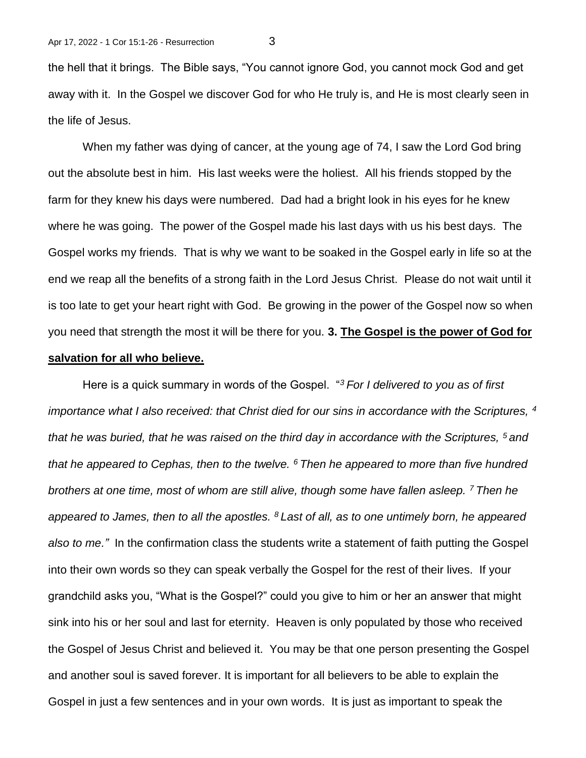the hell that it brings. The Bible says, "You cannot ignore God, you cannot mock God and get away with it. In the Gospel we discover God for who He truly is, and He is most clearly seen in the life of Jesus.

When my father was dying of cancer, at the young age of 74, I saw the Lord God bring out the absolute best in him. His last weeks were the holiest. All his friends stopped by the farm for they knew his days were numbered. Dad had a bright look in his eyes for he knew where he was going. The power of the Gospel made his last days with us his best days. The Gospel works my friends. That is why we want to be soaked in the Gospel early in life so at the end we reap all the benefits of a strong faith in the Lord Jesus Christ. Please do not wait until it is too late to get your heart right with God. Be growing in the power of the Gospel now so when you need that strength the most it will be there for you. **3. <u>The Gospel is the power of God for salvation for all who believe.</u>**

Here is a quick summary in words of the Gospel. "*[3] For I delivered to you as of first importance what I also received: that Christ died for our sins in accordance with the Scriptures, [4] that he was buried, that he was raised on the third day in accordance with the Scriptures, [5] and that he appeared to Cephas, then to the twelve. [6] Then he appeared to more than five hundred brothers at one time, most of whom are still alive, though some have fallen asleep. [7] Then he appeared to James, then to all the apostles. [8] Last of all, as to one untimely born, he appeared also to me."* In the confirmation class the students write a statement of faith putting the Gospel into their own words so they can speak verbally the Gospel for the rest of their lives. If your grandchild asks you, "What is the Gospel?" could you give to him or her an answer that might sink into his or her soul and last for eternity. Heaven is only populated by those who received the Gospel of Jesus Christ and believed it. You may be that one person presenting the Gospel and another soul is saved forever. It is important for all believers to be able to explain the Gospel in just a few sentences and in your own words. It is just as important to speak the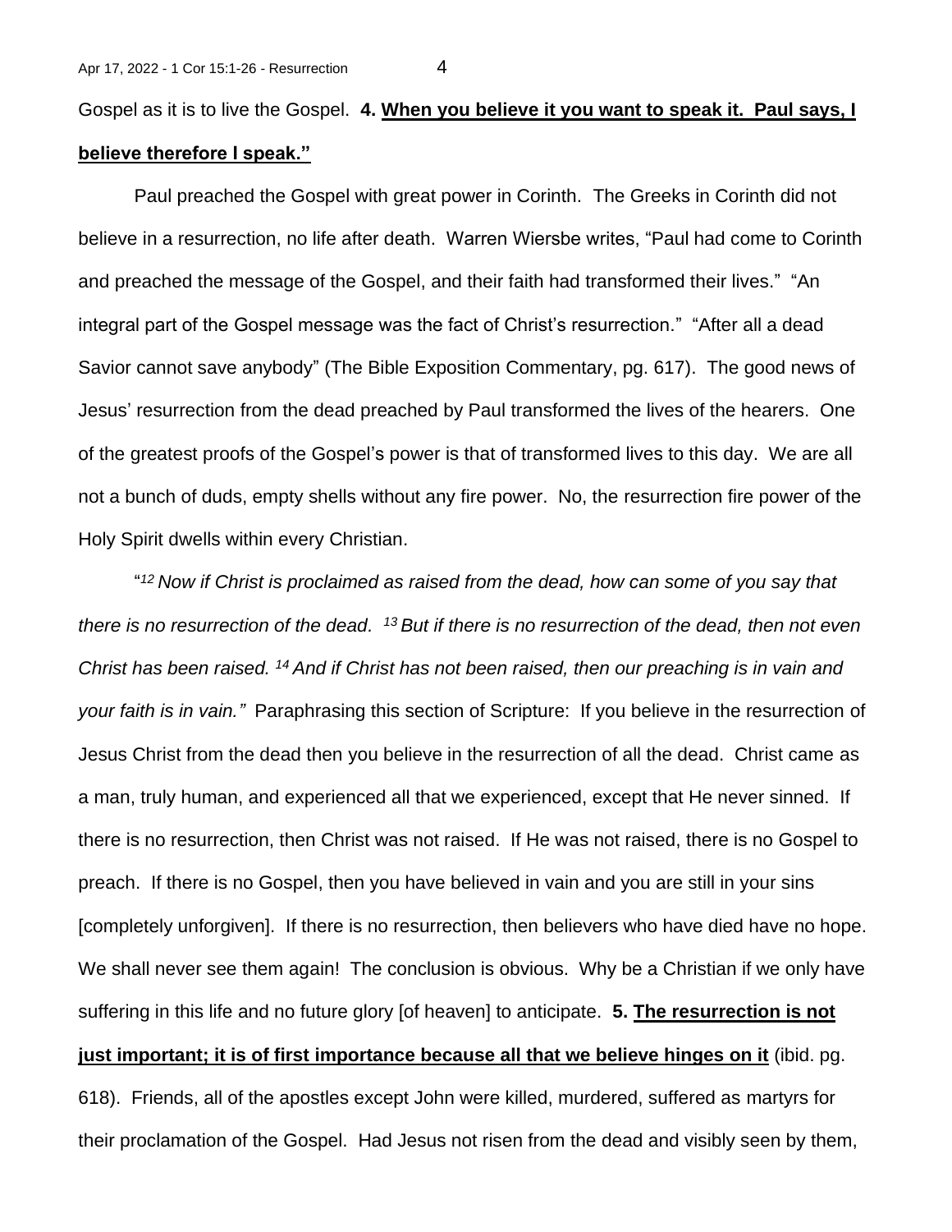Gospel as it is to live the Gospel. **4. <u>When you believe it you want to speak it. Paul says, I believe therefore I speak."</u>**

Paul preached the Gospel with great power in Corinth. The Greeks in Corinth did not believe in a resurrection, no life after death. Warren Wiersbe writes, "Paul had come to Corinth and preached the message of the Gospel, and their faith had transformed their lives." "An integral part of the Gospel message was the fact of Christ's resurrection." "After all a dead Savior cannot save anybody" (The Bible Exposition Commentary, pg. 617). The good news of Jesus' resurrection from the dead preached by Paul transformed the lives of the hearers. One of the greatest proofs of the Gospel's power is that of transformed lives to this day. We are all not a bunch of duds, empty shells without any fire power. No, the resurrection fire power of the Holy Spirit dwells within every Christian.

"*[12] Now if Christ is proclaimed as raised from the dead, how can some of you say that there is no resurrection of the dead. [13] But if there is no resurrection of the dead, then not even Christ has been raised. [14] And if Christ has not been raised, then our preaching is in vain and your faith is in vain."* Paraphrasing this section of Scripture: If you believe in the resurrection of Jesus Christ from the dead then you believe in the resurrection of all the dead. Christ came as a man, truly human, and experienced all that we experienced, except that He never sinned. If there is no resurrection, then Christ was not raised. If He was not raised, there is no Gospel to preach. If there is no Gospel, then you have believed in vain and you are still in your sins [completely unforgiven]. If there is no resurrection, then believers who have died have no hope. We shall never see them again! The conclusion is obvious. Why be a Christian if we only have suffering in this life and no future glory [of heaven] to anticipate. **5. <u>The resurrection is not just important; it is of first importance because all that we believe hinges on it</u>** (ibid. pg. 618). Friends, all of the apostles except John were killed, murdered, suffered as martyrs for their proclamation of the Gospel. Had Jesus not risen from the dead and visibly seen by them,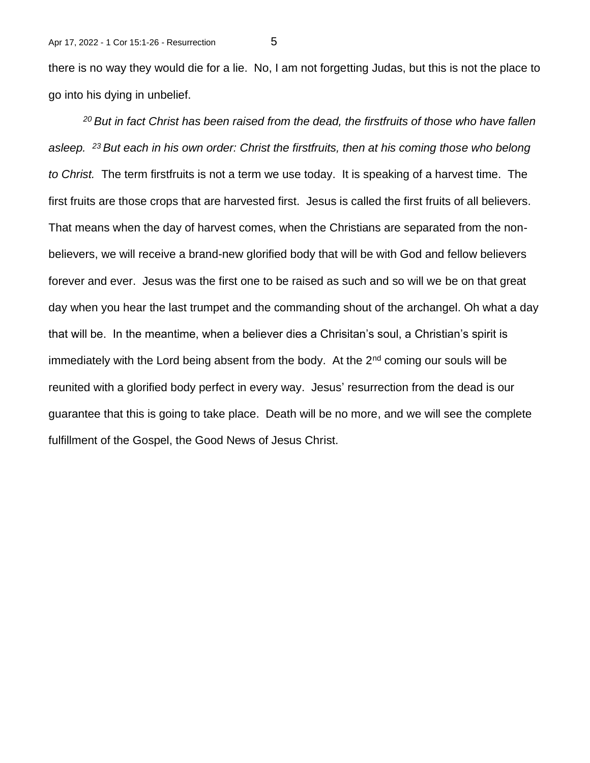there is no way they would die for a lie. No, I am not forgetting Judas, but this is not the place to go into his dying in unbelief.

[20] *But in fact Christ has been raised from the dead, the firstfruits of those who have fallen asleep.* [23] *But each in his own order: Christ the firstfruits, then at his coming those who belong to Christ.* The term firstfruits is not a term we use today. It is speaking of a harvest time. The first fruits are those crops that are harvested first. Jesus is called the first fruits of all believers. That means when the day of harvest comes, when the Christians are separated from the non-believers, we will receive a brand-new glorified body that will be with God and fellow believers forever and ever. Jesus was the first one to be raised as such and so will we be on that great day when you hear the last trumpet and the commanding shout of the archangel. Oh what a day that will be. In the meantime, when a believer dies a Chrisitan's soul, a Christian's spirit is immediately with the Lord being absent from the body. At the 2nd coming our souls will be reunited with a glorified body perfect in every way. Jesus' resurrection from the dead is our guarantee that this is going to take place. Death will be no more, and we will see the complete fulfillment of the Gospel, the Good News of Jesus Christ.